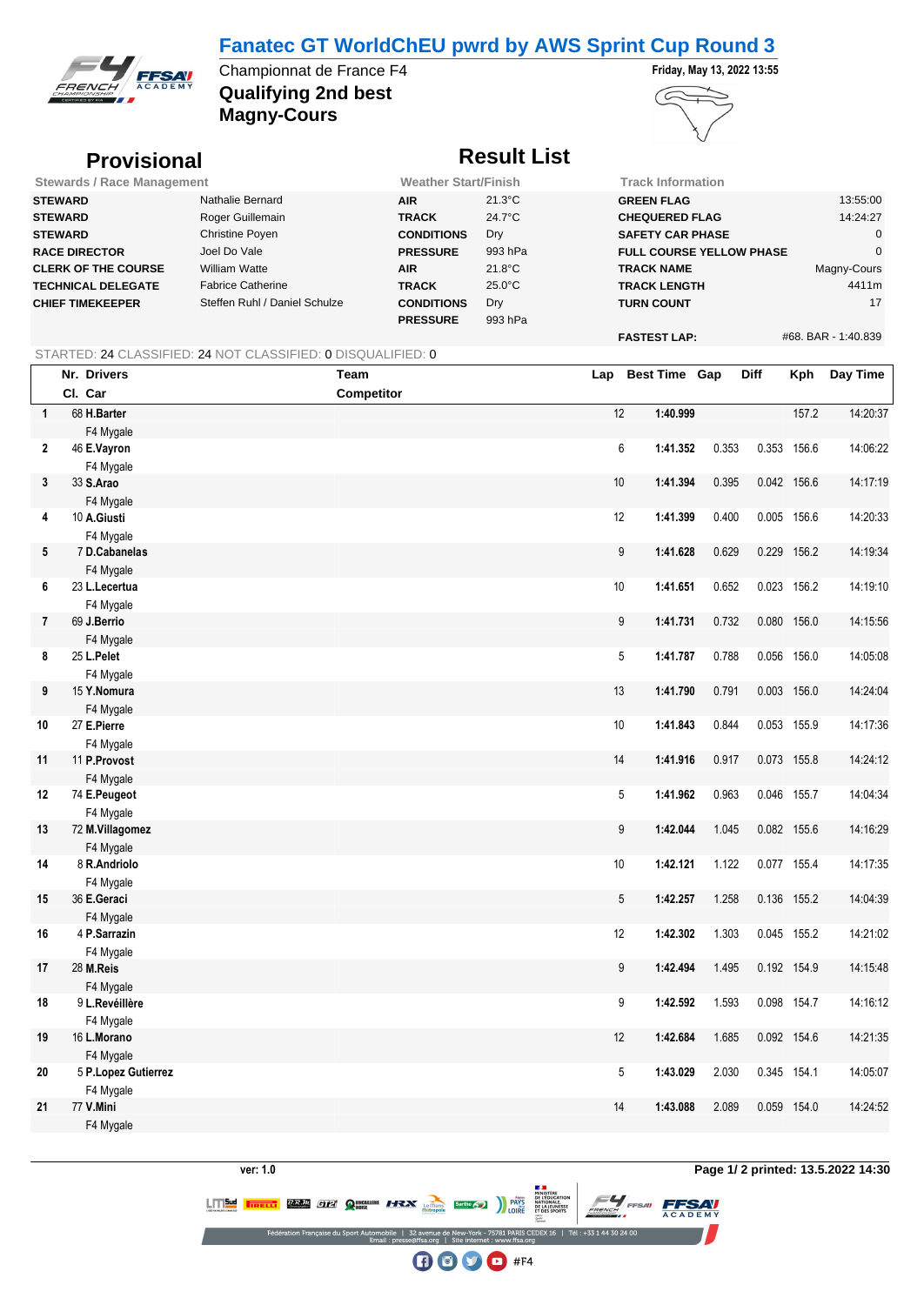# Fanatec GT WorldChEU pwrd by AWS Sprint Cup Round 3

Championnat de France F4

Friday, May 13, 2022 13:55

**Qualifying 2nd best**

**Magny-Cours**

## Provisional

## Result List

| Stewards / Race Management | | Weather Start/Finish | | Track Information | |
|---|---|---|---|---|---|
| **STEWARD** | Nathalie Bernard | **AIR** | 21.3°C | **GREEN FLAG** | 13:55:00 |
| **STEWARD** | Roger Guillemain | **TRACK** | 24.7°C | **CHEQUERED FLAG** | 14:24:27 |
| **STEWARD** | Christine Poyen | **CONDITIONS** | Dry | **SAFETY CAR PHASE** | 0 |
| **RACE DIRECTOR** | Joel Do Vale | **PRESSURE** | 993 hPa | **FULL COURSE YELLOW PHASE** | 0 |
| **CLERK OF THE COURSE** | William Watte | **AIR** | 21.8°C | **TRACK NAME** | Magny-Cours |
| **TECHNICAL DELEGATE** | Fabrice Catherine | **TRACK** | 25.0°C | **TRACK LENGTH** | 4411m |
| **CHIEF TIMEKEEPER** | Steffen Ruhl / Daniel Schulze | **CONDITIONS** | Dry | **TURN COUNT** | 17 |
| | | **PRESSURE** | 993 hPa | | |
| | | | | **FASTEST LAP:** | #68. BAR - 1:40.839 |

STARTED: 24 CLASSIFIED: 24 NOT CLASSIFIED: 0 DISQUALIFIED: 0

| | Nr. | Drivers / Car | Team / Competitor | Lap | Best Time | Gap | Diff | Kph | Day Time |
|---|---|---|---|---|---|---|---|---|---|
| 1 | 68 | **H.Barter** / F4 Mygale | | 12 | **1:40.999** | | | 157.2 | 14:20:37 |
| 2 | 46 | **E.Vayron** / F4 Mygale | | 6 | **1:41.352** | 0.353 | 0.353 | 156.6 | 14:06:22 |
| 3 | 33 | **S.Arao** / F4 Mygale | | 10 | **1:41.394** | 0.395 | 0.042 | 156.6 | 14:17:19 |
| 4 | 10 | **A.Giusti** / F4 Mygale | | 12 | **1:41.399** | 0.400 | 0.005 | 156.6 | 14:20:33 |
| 5 | 7 | **D.Cabanelas** / F4 Mygale | | 9 | **1:41.628** | 0.629 | 0.229 | 156.2 | 14:19:34 |
| 6 | 23 | **L.Lecertua** / F4 Mygale | | 10 | **1:41.651** | 0.652 | 0.023 | 156.2 | 14:19:10 |
| 7 | 69 | **J.Berrio** / F4 Mygale | | 9 | **1:41.731** | 0.732 | 0.080 | 156.0 | 14:15:56 |
| 8 | 25 | **L.Pelet** / F4 Mygale | | 5 | **1:41.787** | 0.788 | 0.056 | 156.0 | 14:05:08 |
| 9 | 15 | **Y.Nomura** / F4 Mygale | | 13 | **1:41.790** | 0.791 | 0.003 | 156.0 | 14:24:04 |
| 10 | 27 | **E.Pierre** / F4 Mygale | | 10 | **1:41.843** | 0.844 | 0.053 | 155.9 | 14:17:36 |
| 11 | 11 | **P.Provost** / F4 Mygale | | 14 | **1:41.916** | 0.917 | 0.073 | 155.8 | 14:24:12 |
| 12 | 74 | **E.Peugeot** / F4 Mygale | | 5 | **1:41.962** | 0.963 | 0.046 | 155.7 | 14:04:34 |
| 13 | 72 | **M.Villagomez** / F4 Mygale | | 9 | **1:42.044** | 1.045 | 0.082 | 155.6 | 14:16:29 |
| 14 | 8 | **R.Andriolo** / F4 Mygale | | 10 | **1:42.121** | 1.122 | 0.077 | 155.4 | 14:17:35 |
| 15 | 36 | **E.Geraci** / F4 Mygale | | 5 | **1:42.257** | 1.258 | 0.136 | 155.2 | 14:04:39 |
| 16 | 4 | **P.Sarrazin** / F4 Mygale | | 12 | **1:42.302** | 1.303 | 0.045 | 155.2 | 14:21:02 |
| 17 | 28 | **M.Reis** / F4 Mygale | | 9 | **1:42.494** | 1.495 | 0.192 | 154.9 | 14:15:48 |
| 18 | 9 | **L.Reveillère** / F4 Mygale | | 9 | **1:42.592** | 1.593 | 0.098 | 154.7 | 14:16:12 |
| 19 | 16 | **L.Morano** / F4 Mygale | | 12 | **1:42.684** | 1.685 | 0.092 | 154.6 | 14:21:35 |
| 20 | 5 | **P.Lopez Gutierrez** / F4 Mygale | | 5 | **1:43.029** | 2.030 | 0.345 | 154.1 | 14:05:07 |
| 21 | 77 | **V.Mini** / F4 Mygale | | 14 | **1:43.088** | 2.089 | 0.059 | 154.0 | 14:24:52 |

ver: 1.0

Page 1/ 2 printed: 13.5.2022 14:30

Fédération Française du Sport Automobile | 32 avenue de New-York - 75781 PARIS CEDEX 16 | Tél : +33 1 44 30 24 00
Email : presse@ffsa.org | Site internet : www.ffsa.org

#F4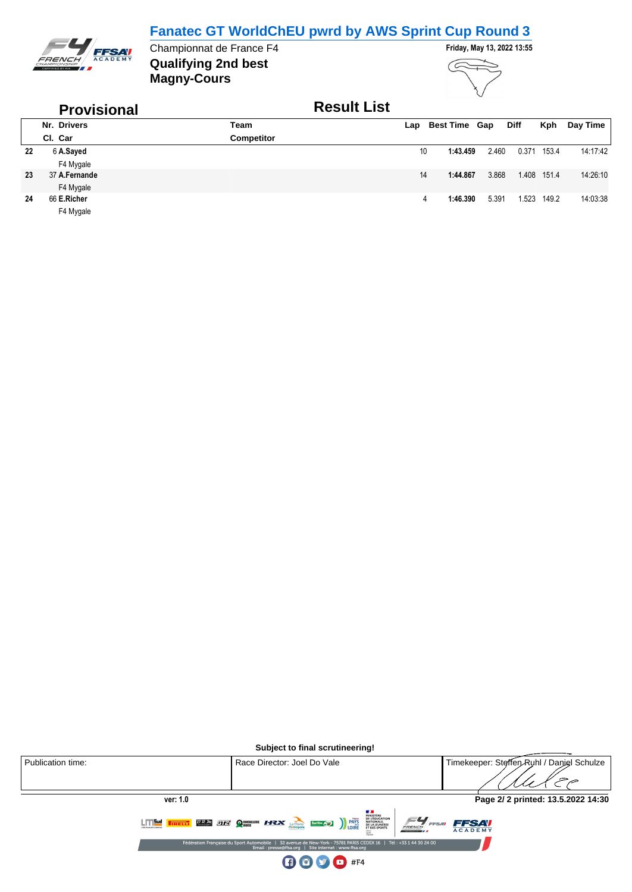# Fanatec GT WorldChEU pwrd by AWS Sprint Cup Round 3

Championnat de France F4

**Qualifying 2nd best**

**Magny-Cours**

Friday, May 13, 2022 13:55

## Provisional

## Result List

| | Nr. | Drivers / Car | Team / Competitor | Lap | Best Time | Gap | Diff | Kph | Day Time |
|---|---|---|---|---|---|---|---|---|---|
| **22** | 6 | **A.Sayed**<br>F4 Mygale | | 10 | **1:43.459** | 2.460 | 0.371 | 153.4 | 14:17:42 |
| **23** | 37 | **A.Fernande**<br>F4 Mygale | | 14 | **1:44.867** | 3.868 | 1.408 | 151.4 | 14:26:10 |
| **24** | 66 | **E.Richer**<br>F4 Mygale | | 4 | **1:46.390** | 5.391 | 1.523 | 149.2 | 14:03:38 |

**Subject to final scrutineering!**

| Publication time: | Race Director: Joel Do Vale | Timekeeper: Steffen Ruhl / Daniel Schulze |
|---|---|---|

ver: 1.0

Page 2/ 2 printed: 13.5.2022 14:30

Fédération Française du Sport Automobile | 32 avenue de New-York - 75781 PARIS CEDEX 16 | Tél : +33 1 44 30 24 00
Email : presse@ffsa.org | Site internet : www.ffsa.org

#F4